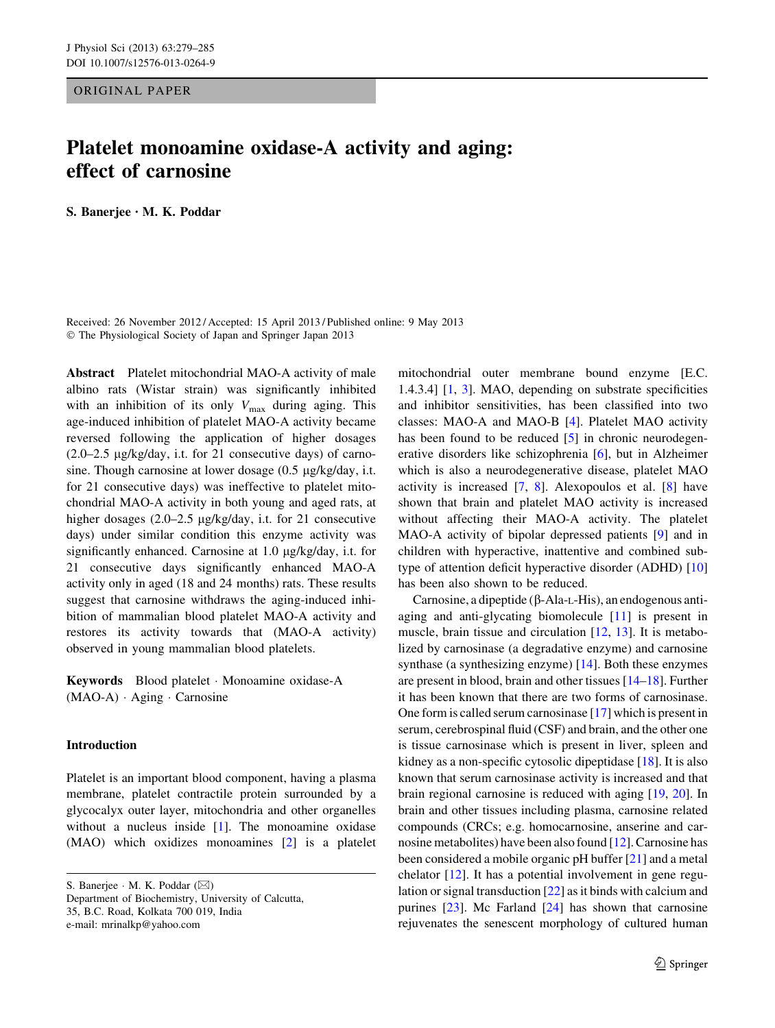ORIGINAL PAPER

# Platelet monoamine oxidase-A activity and aging: effect of carnosine

**S. Banerjee · M. K. Poddar**

Received: 26 November 2012 / Accepted: 15 April 2013 / Published online: 9 May 2013
© The Physiological Society of Japan and Springer Japan 2013

**Abstract** Platelet mitochondrial MAO-A activity of male albino rats (Wistar strain) was significantly inhibited with an inhibition of its only $V_{max}$ during aging. This age-induced inhibition of platelet MAO-A activity became reversed following the application of higher dosages (2.0–2.5 µg/kg/day, i.t. for 21 consecutive days) of carnosine. Though carnosine at lower dosage (0.5 µg/kg/day, i.t. for 21 consecutive days) was ineffective to platelet mitochondrial MAO-A activity in both young and aged rats, at higher dosages (2.0–2.5 µg/kg/day, i.t. for 21 consecutive days) under similar condition this enzyme activity was significantly enhanced. Carnosine at 1.0 µg/kg/day, i.t. for 21 consecutive days significantly enhanced MAO-A activity only in aged (18 and 24 months) rats. These results suggest that carnosine withdraws the aging-induced inhibition of mammalian blood platelet MAO-A activity and restores its activity towards that (MAO-A activity) observed in young mammalian blood platelets.

**Keywords** Blood platelet · Monoamine oxidase-A (MAO-A) · Aging · Carnosine

## Introduction

Platelet is an important blood component, having a plasma membrane, platelet contractile protein surrounded by a glycocalyx outer layer, mitochondria and other organelles without a nucleus inside [1]. The monoamine oxidase (MAO) which oxidizes monoamines [2] is a platelet mitochondrial outer membrane bound enzyme [E.C. 1.4.3.4] [1, 3]. MAO, depending on substrate specificities and inhibitor sensitivities, has been classified into two classes: MAO-A and MAO-B [4]. Platelet MAO activity has been found to be reduced [5] in chronic neurodegenerative disorders like schizophrenia [6], but in Alzheimer which is also a neurodegenerative disease, platelet MAO activity is increased [7, 8]. Alexopoulos et al. [8] have shown that brain and platelet MAO activity is increased without affecting their MAO-A activity. The platelet MAO-A activity of bipolar depressed patients [9] and in children with hyperactive, inattentive and combined subtype of attention deficit hyperactive disorder (ADHD) [10] has been also shown to be reduced.

Carnosine, a dipeptide (β-Ala-L-His), an endogenous anti-aging and anti-glycating biomolecule [11] is present in muscle, brain tissue and circulation [12, 13]. It is metabolized by carnosinase (a degradative enzyme) and carnosine synthase (a synthesizing enzyme) [14]. Both these enzymes are present in blood, brain and other tissues [14–18]. Further it has been known that there are two forms of carnosinase. One form is called serum carnosinase [17] which is present in serum, cerebrospinal fluid (CSF) and brain, and the other one is tissue carnosinase which is present in liver, spleen and kidney as a non-specific cytosolic dipeptidase [18]. It is also known that serum carnosinase activity is increased and that brain regional carnosine is reduced with aging [19, 20]. In brain and other tissues including plasma, carnosine related compounds (CRCs; e.g. homocarnosine, anserine and carnosine metabolites) have been also found [12]. Carnosine has been considered a mobile organic pH buffer [21] and a metal chelator [12]. It has a potential involvement in gene regulation or signal transduction [22] as it binds with calcium and purines [23]. Mc Farland [24] has shown that carnosine rejuvenates the senescent morphology of cultured human

S. Banerjee · M. K. Poddar (✉)
Department of Biochemistry, University of Calcutta,
35, B.C. Road, Kolkata 700 019, India
e-mail: mrinalkp@yahoo.com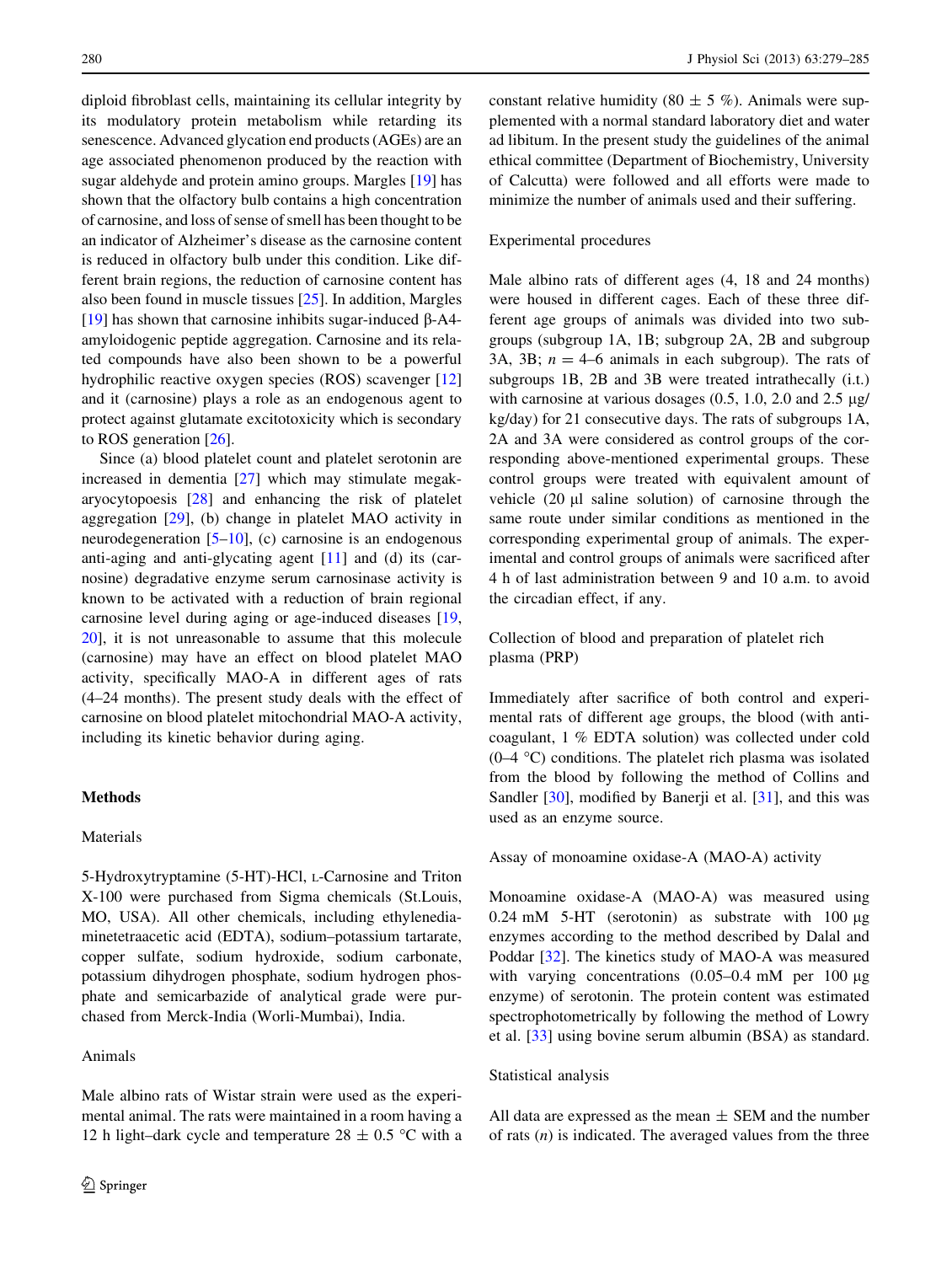diploid fibroblast cells, maintaining its cellular integrity by its modulatory protein metabolism while retarding its senescence. Advanced glycation end products (AGEs) are an age associated phenomenon produced by the reaction with sugar aldehyde and protein amino groups. Margles [19] has shown that the olfactory bulb contains a high concentration of carnosine, and loss of sense of smell has been thought to be an indicator of Alzheimer's disease as the carnosine content is reduced in olfactory bulb under this condition. Like different brain regions, the reduction of carnosine content has also been found in muscle tissues [25]. In addition, Margles [19] has shown that carnosine inhibits sugar-induced β-A4-amyloidogenic peptide aggregation. Carnosine and its related compounds have also been shown to be a powerful hydrophilic reactive oxygen species (ROS) scavenger [12] and it (carnosine) plays a role as an endogenous agent to protect against glutamate excitotoxicity which is secondary to ROS generation [26].

Since (a) blood platelet count and platelet serotonin are increased in dementia [27] which may stimulate megakaryocytopoesis [28] and enhancing the risk of platelet aggregation [29], (b) change in platelet MAO activity in neurodegeneration [5–10], (c) carnosine is an endogenous anti-aging and anti-glycating agent [11] and (d) its (carnosine) degradative enzyme serum carnosinase activity is known to be activated with a reduction of brain regional carnosine level during aging or age-induced diseases [19, 20], it is not unreasonable to assume that this molecule (carnosine) may have an effect on blood platelet MAO activity, specifically MAO-A in different ages of rats (4–24 months). The present study deals with the effect of carnosine on blood platelet mitochondrial MAO-A activity, including its kinetic behavior during aging.

## Methods

### Materials

5-Hydroxytryptamine (5-HT)-HCl, L-Carnosine and Triton X-100 were purchased from Sigma chemicals (St.Louis, MO, USA). All other chemicals, including ethylenediaminetetraacetic acid (EDTA), sodium–potassium tartarate, copper sulfate, sodium hydroxide, sodium carbonate, potassium dihydrogen phosphate, sodium hydrogen phosphate and semicarbazide of analytical grade were purchased from Merck-India (Worli-Mumbai), India.

### Animals

Male albino rats of Wistar strain were used as the experimental animal. The rats were maintained in a room having a 12 h light–dark cycle and temperature 28 ± 0.5 °C with a constant relative humidity (80 ± 5 %). Animals were supplemented with a normal standard laboratory diet and water ad libitum. In the present study the guidelines of the animal ethical committee (Department of Biochemistry, University of Calcutta) were followed and all efforts were made to minimize the number of animals used and their suffering.

### Experimental procedures

Male albino rats of different ages (4, 18 and 24 months) were housed in different cages. Each of these three different age groups of animals was divided into two subgroups (subgroup 1A, 1B; subgroup 2A, 2B and subgroup 3A, 3B; $n = 4$–$6$ animals in each subgroup). The rats of subgroups 1B, 2B and 3B were treated intrathecally (i.t.) with carnosine at various dosages (0.5, 1.0, 2.0 and 2.5 μg/kg/day) for 21 consecutive days. The rats of subgroups 1A, 2A and 3A were considered as control groups of the corresponding above-mentioned experimental groups. These control groups were treated with equivalent amount of vehicle (20 μl saline solution) of carnosine through the same route under similar conditions as mentioned in the corresponding experimental group of animals. The experimental and control groups of animals were sacrificed after 4 h of last administration between 9 and 10 a.m. to avoid the circadian effect, if any.

### Collection of blood and preparation of platelet rich plasma (PRP)

Immediately after sacrifice of both control and experimental rats of different age groups, the blood (with anticoagulant, 1 % EDTA solution) was collected under cold (0–4 °C) conditions. The platelet rich plasma was isolated from the blood by following the method of Collins and Sandler [30], modified by Banerji et al. [31], and this was used as an enzyme source.

### Assay of monoamine oxidase-A (MAO-A) activity

Monoamine oxidase-A (MAO-A) was measured using 0.24 mM 5-HT (serotonin) as substrate with 100 μg enzymes according to the method described by Dalal and Poddar [32]. The kinetics study of MAO-A was measured with varying concentrations (0.05–0.4 mM per 100 μg enzyme) of serotonin. The protein content was estimated spectrophotometrically by following the method of Lowry et al. [33] using bovine serum albumin (BSA) as standard.

### Statistical analysis

All data are expressed as the mean ± SEM and the number of rats ($n$) is indicated. The averaged values from the three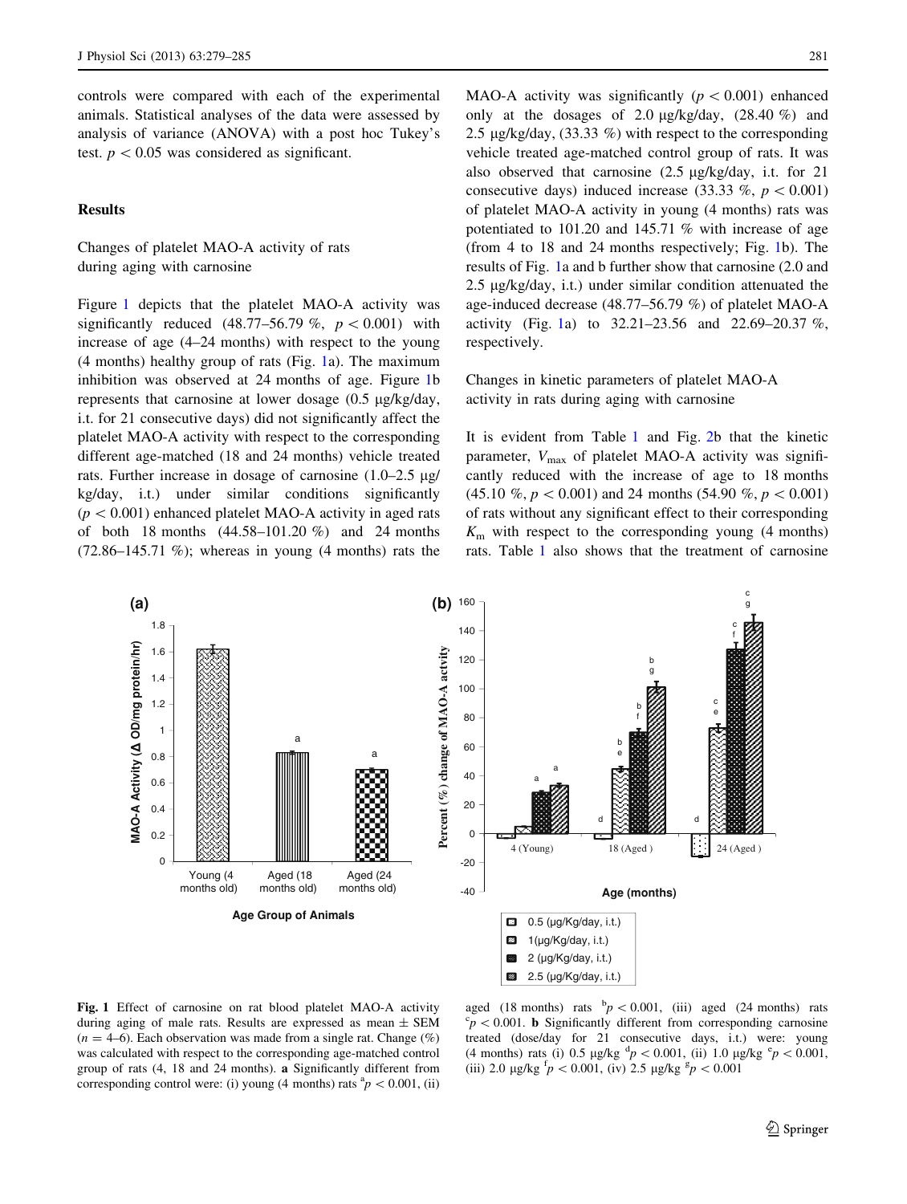controls were compared with each of the experimental animals. Statistical analyses of the data were assessed by analysis of variance (ANOVA) with a post hoc Tukey's test. $p < 0.05$ was considered as significant.

## Results

### Changes of platelet MAO-A activity of rats during aging with carnosine

Figure 1 depicts that the platelet MAO-A activity was significantly reduced (48.77–56.79 %, $p < 0.001$) with increase of age (4–24 months) with respect to the young (4 months) healthy group of rats (Fig. 1a). The maximum inhibition was observed at 24 months of age. Figure 1b represents that carnosine at lower dosage (0.5 μg/kg/day, i.t. for 21 consecutive days) did not significantly affect the platelet MAO-A activity with respect to the corresponding different age-matched (18 and 24 months) vehicle treated rats. Further increase in dosage of carnosine (1.0–2.5 μg/kg/day, i.t.) under similar conditions significantly ($p < 0.001$) enhanced platelet MAO-A activity in aged rats of both 18 months (44.58–101.20 %) and 24 months (72.86–145.71 %); whereas in young (4 months) rats the MAO-A activity was significantly ($p < 0.001$) enhanced only at the dosages of 2.0 μg/kg/day, (28.40 %) and 2.5 μg/kg/day, (33.33 %) with respect to the corresponding vehicle treated age-matched control group of rats. It was also observed that carnosine (2.5 μg/kg/day, i.t. for 21 consecutive days) induced increase (33.33 %, $p < 0.001$) of platelet MAO-A activity in young (4 months) rats was potentiated to 101.20 and 145.71 % with increase of age (from 4 to 18 and 24 months respectively; Fig. 1b). The results of Fig. 1a and b further show that carnosine (2.0 and 2.5 μg/kg/day, i.t.) under similar condition attenuated the age-induced decrease (48.77–56.79 %) of platelet MAO-A activity (Fig. 1a) to 32.21–23.56 and 22.69–20.37 %, respectively.

### Changes in kinetic parameters of platelet MAO-A activity in rats during aging with carnosine

It is evident from Table 1 and Fig. 2b that the kinetic parameter, $V_{max}$ of platelet MAO-A activity was significantly reduced with the increase of age to 18 months (45.10 %, $p < 0.001$) and 24 months (54.90 %, $p < 0.001$) of rats without any significant effect to their corresponding $K_m$ with respect to the corresponding young (4 months) rats. Table 1 also shows that the treatment of carnosine

**Fig. 1** Effect of carnosine on rat blood platelet MAO-A activity during aging of male rats. Results are expressed as mean ± SEM ($n = 4$–6). Each observation was made from a single rat. Change (%) was calculated with respect to the corresponding age-matched control group of rats (4, 18 and 24 months). **a** Significantly different from corresponding control were: (i) young (4 months) rats [a]$p < 0.001$, (ii) aged (18 months) rats [b]$p < 0.001$, (iii) aged (24 months) rats [c]$p < 0.001$. **b** Significantly different from corresponding carnosine treated (dose/day for 21 consecutive days, i.t.) were: young (4 months) rats (i) 0.5 μg/kg [d]$p < 0.001$, (ii) 1.0 μg/kg [e]$p < 0.001$, (iii) 2.0 μg/kg [f]$p < 0.001$, (iv) 2.5 μg/kg [g]$p < 0.001$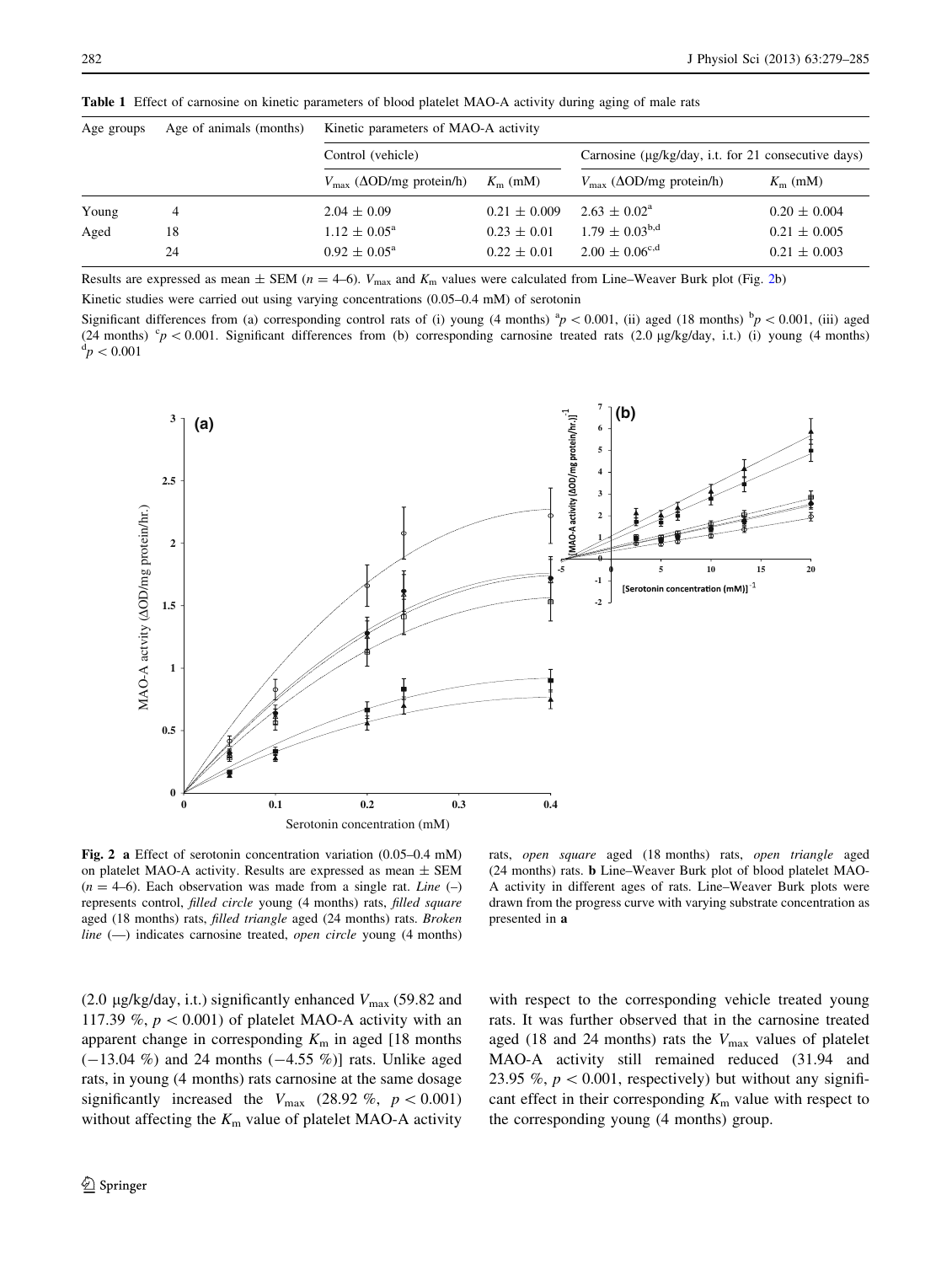**Table 1** Effect of carnosine on kinetic parameters of blood platelet MAO-A activity during aging of male rats

| Age groups | Age of animals (months) | Kinetic parameters of MAO-A activity | | | |
|---|---|---|---|---|---|
| | | Control (vehicle) | | Carnosine (μg/kg/day, i.t. for 21 consecutive days) | |
| | | $V_{max}$ (ΔOD/mg protein/h) | $K_m$ (mM) | $V_{max}$ (ΔOD/mg protein/h) | $K_m$ (mM) |
| Young | 4 | 2.04 ± 0.09 | 0.21 ± 0.009 | 2.63 ± 0.02[a] | 0.20 ± 0.004 |
| Aged | 18 | 1.12 ± 0.05[a] | 0.23 ± 0.01 | 1.79 ± 0.03[b,d] | 0.21 ± 0.005 |
| | 24 | 0.92 ± 0.05[a] | 0.22 ± 0.01 | 2.00 ± 0.06[c,d] | 0.21 ± 0.003 |

Results are expressed as mean ± SEM ($n = 4$–6). $V_{max}$ and $K_m$ values were calculated from Line–Weaver Burk plot (Fig. 2b)

Kinetic studies were carried out using varying concentrations (0.05–0.4 mM) of serotonin

Significant differences from (a) corresponding control rats of (i) young (4 months) [a]$p < 0.001$, (ii) aged (18 months) [b]$p < 0.001$, (iii) aged (24 months) [c]$p < 0.001$. Significant differences from (b) corresponding carnosine treated rats (2.0 μg/kg/day, i.t.) (i) young (4 months) [d]$p < 0.001$

**Fig. 2** **a** Effect of serotonin concentration variation (0.05–0.4 mM) on platelet MAO-A activity. Results are expressed as mean ± SEM ($n = 4$–6). Each observation was made from a single rat. *Line* (–) represents control, *filled circle* young (4 months) rats, *filled square* aged (18 months) rats, *filled triangle* aged (24 months) rats. *Broken line* (—) indicates carnosine treated, *open circle* young (4 months) rats, *open square* aged (18 months) rats, *open triangle* aged (24 months) rats. **b** Line–Weaver Burk plot of blood platelet MAO-A activity in different ages of rats. Line–Weaver Burk plots were drawn from the progress curve with varying substrate concentration as presented in **a**

(2.0 μg/kg/day, i.t.) significantly enhanced $V_{max}$ (59.82 and 117.39 %, $p < 0.001$) of platelet MAO-A activity with an apparent change in corresponding $K_m$ in aged [18 months (−13.04 %) and 24 months (−4.55 %)] rats. Unlike aged rats, in young (4 months) rats carnosine at the same dosage significantly increased the $V_{max}$ (28.92 %, $p < 0.001$) without affecting the $K_m$ value of platelet MAO-A activity with respect to the corresponding vehicle treated young rats. It was further observed that in the carnosine treated aged (18 and 24 months) rats the $V_{max}$ values of platelet MAO-A activity still remained reduced (31.94 and 23.95 %, $p < 0.001$, respectively) but without any significant effect in their corresponding $K_m$ value with respect to the corresponding young (4 months) group.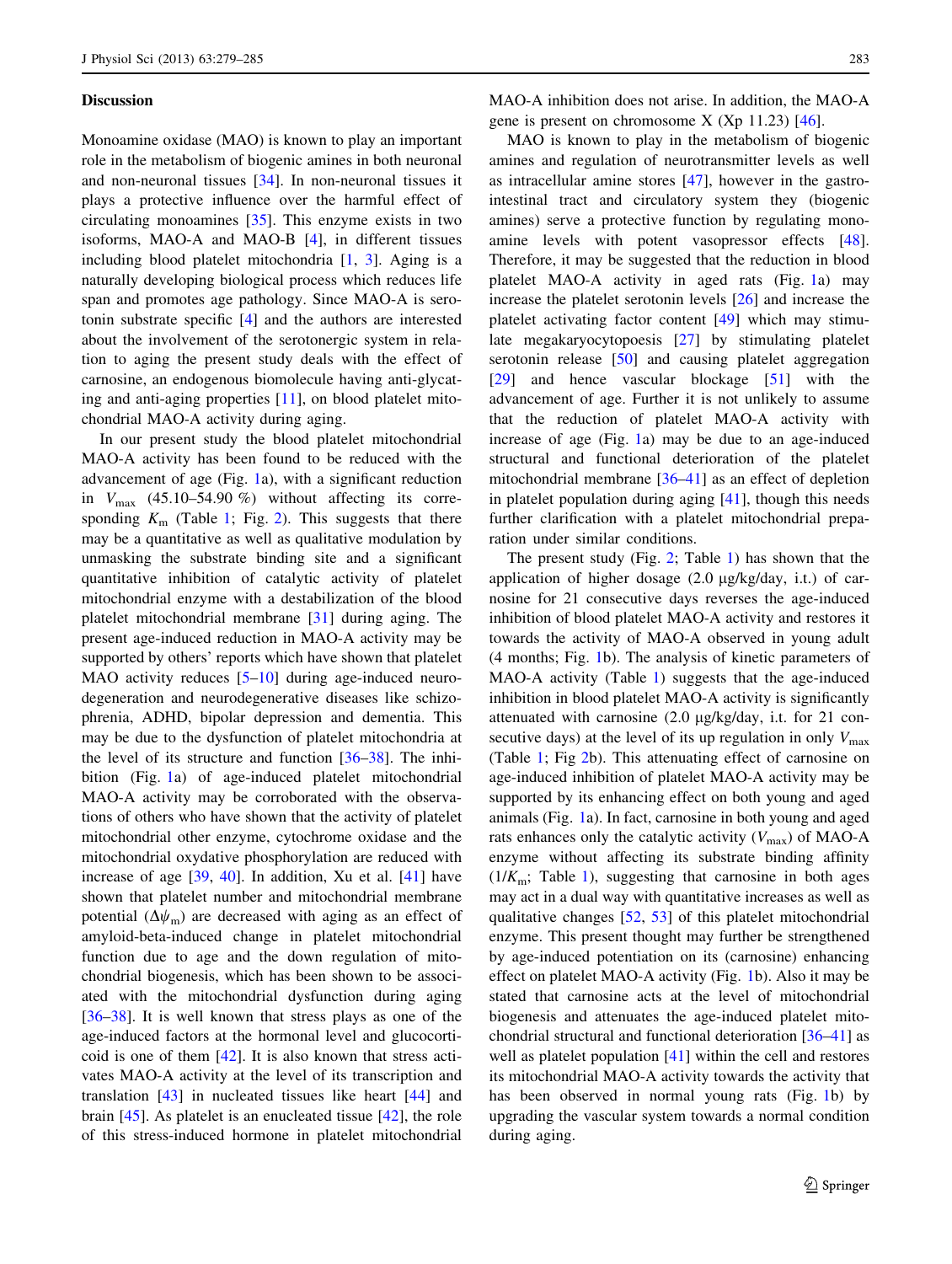## Discussion

Monoamine oxidase (MAO) is known to play an important role in the metabolism of biogenic amines in both neuronal and non-neuronal tissues [34]. In non-neuronal tissues it plays a protective influence over the harmful effect of circulating monoamines [35]. This enzyme exists in two isoforms, MAO-A and MAO-B [4], in different tissues including blood platelet mitochondria [1, 3]. Aging is a naturally developing biological process which reduces life span and promotes age pathology. Since MAO-A is serotonin substrate specific [4] and the authors are interested about the involvement of the serotonergic system in relation to aging the present study deals with the effect of carnosine, an endogenous biomolecule having anti-glycating and anti-aging properties [11], on blood platelet mitochondrial MAO-A activity during aging.

In our present study the blood platelet mitochondrial MAO-A activity has been found to be reduced with the advancement of age (Fig. 1a), with a significant reduction in $V_{max}$ (45.10–54.90 %) without affecting its corresponding $K_m$ (Table 1; Fig. 2). This suggests that there may be a quantitative as well as qualitative modulation by unmasking the substrate binding site and a significant quantitative inhibition of catalytic activity of platelet mitochondrial enzyme with a destabilization of the blood platelet mitochondrial membrane [31] during aging. The present age-induced reduction in MAO-A activity may be supported by others' reports which have shown that platelet MAO activity reduces [5–10] during age-induced neurodegeneration and neurodegenerative diseases like schizophrenia, ADHD, bipolar depression and dementia. This may be due to the dysfunction of platelet mitochondria at the level of its structure and function [36–38]. The inhibition (Fig. 1a) of age-induced platelet mitochondrial MAO-A activity may be corroborated with the observations of others who have shown that the activity of platelet mitochondrial other enzyme, cytochrome oxidase and the mitochondrial oxydative phosphorylation are reduced with increase of age [39, 40]. In addition, Xu et al. [41] have shown that platelet number and mitochondrial membrane potential ($\Delta\psi_m$) are decreased with aging as an effect of amyloid-beta-induced change in platelet mitochondrial function due to age and the down regulation of mitochondrial biogenesis, which has been shown to be associated with the mitochondrial dysfunction during aging [36–38]. It is well known that stress plays as one of the age-induced factors at the hormonal level and glucocorticoid is one of them [42]. It is also known that stress activates MAO-A activity at the level of its transcription and translation [43] in nucleated tissues like heart [44] and brain [45]. As platelet is an enucleated tissue [42], the role of this stress-induced hormone in platelet mitochondrial MAO-A inhibition does not arise. In addition, the MAO-A gene is present on chromosome X (Xp 11.23) [46].

MAO is known to play in the metabolism of biogenic amines and regulation of neurotransmitter levels as well as intracellular amine stores [47], however in the gastrointestinal tract and circulatory system they (biogenic amines) serve a protective function by regulating monoamine levels with potent vasopressor effects [48]. Therefore, it may be suggested that the reduction in blood platelet MAO-A activity in aged rats (Fig. 1a) may increase the platelet serotonin levels [26] and increase the platelet activating factor content [49] which may stimulate megakaryocytopoesis [27] by stimulating platelet serotonin release [50] and causing platelet aggregation [29] and hence vascular blockage [51] with the advancement of age. Further it is not unlikely to assume that the reduction of platelet MAO-A activity with increase of age (Fig. 1a) may be due to an age-induced structural and functional deterioration of the platelet mitochondrial membrane [36–41] as an effect of depletion in platelet population during aging [41], though this needs further clarification with a platelet mitochondrial preparation under similar conditions.

The present study (Fig. 2; Table 1) has shown that the application of higher dosage (2.0 μg/kg/day, i.t.) of carnosine for 21 consecutive days reverses the age-induced inhibition of blood platelet MAO-A activity and restores it towards the activity of MAO-A observed in young adult (4 months; Fig. 1b). The analysis of kinetic parameters of MAO-A activity (Table 1) suggests that the age-induced inhibition in blood platelet MAO-A activity is significantly attenuated with carnosine (2.0 μg/kg/day, i.t. for 21 consecutive days) at the level of its up regulation in only $V_{max}$ (Table 1; Fig 2b). This attenuating effect of carnosine on age-induced inhibition of platelet MAO-A activity may be supported by its enhancing effect on both young and aged animals (Fig. 1a). In fact, carnosine in both young and aged rats enhances only the catalytic activity ($V_{max}$) of MAO-A enzyme without affecting its substrate binding affinity ($1/K_m$; Table 1), suggesting that carnosine in both ages may act in a dual way with quantitative increases as well as qualitative changes [52, 53] of this platelet mitochondrial enzyme. This present thought may further be strengthened by age-induced potentiation on its (carnosine) enhancing effect on platelet MAO-A activity (Fig. 1b). Also it may be stated that carnosine acts at the level of mitochondrial biogenesis and attenuates the age-induced platelet mitochondrial structural and functional deterioration [36–41] as well as platelet population [41] within the cell and restores its mitochondrial MAO-A activity towards the activity that has been observed in normal young rats (Fig. 1b) by upgrading the vascular system towards a normal condition during aging.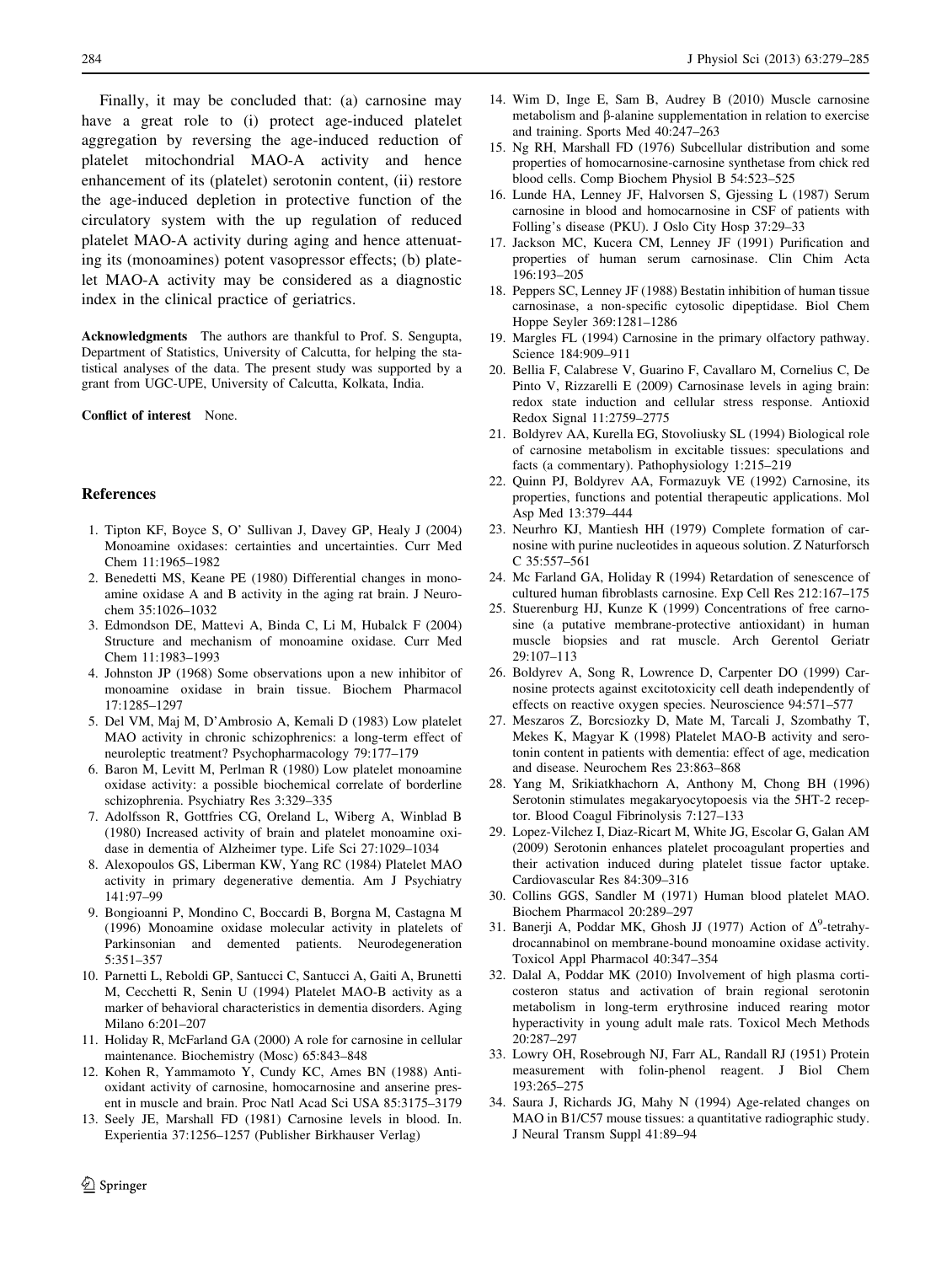Finally, it may be concluded that: (a) carnosine may have a great role to (i) protect age-induced platelet aggregation by reversing the age-induced reduction of platelet mitochondrial MAO-A activity and hence enhancement of its (platelet) serotonin content, (ii) restore the age-induced depletion in protective function of the circulatory system with the up regulation of reduced platelet MAO-A activity during aging and hence attenuating its (monoamines) potent vasopressor effects; (b) platelet MAO-A activity may be considered as a diagnostic index in the clinical practice of geriatrics.

**Acknowledgments** The authors are thankful to Prof. S. Sengupta, Department of Statistics, University of Calcutta, for helping the statistical analyses of the data. The present study was supported by a grant from UGC-UPE, University of Calcutta, Kolkata, India.

**Conflict of interest** None.

## References

1. Tipton KF, Boyce S, O' Sullivan J, Davey GP, Healy J (2004) Monoamine oxidases: certainties and uncertainties. Curr Med Chem 11:1965–1982
2. Benedetti MS, Keane PE (1980) Differential changes in monoamine oxidase A and B activity in the aging rat brain. J Neurochem 35:1026–1032
3. Edmondson DE, Mattevi A, Binda C, Li M, Hubalck F (2004) Structure and mechanism of monoamine oxidase. Curr Med Chem 11:1983–1993
4. Johnston JP (1968) Some observations upon a new inhibitor of monoamine oxidase in brain tissue. Biochem Pharmacol 17:1285–1297
5. Del VM, Maj M, D'Ambrosio A, Kemali D (1983) Low platelet MAO activity in chronic schizophrenics: a long-term effect of neuroleptic treatment? Psychopharmacology 79:177–179
6. Baron M, Levitt M, Perlman R (1980) Low platelet monoamine oxidase activity: a possible biochemical correlate of borderline schizophrenia. Psychiatry Res 3:329–335
7. Adolfsson R, Gottfries CG, Oreland L, Wiberg A, Winblad B (1980) Increased activity of brain and platelet monoamine oxidase in dementia of Alzheimer type. Life Sci 27:1029–1034
8. Alexopoulos GS, Liberman KW, Yang RC (1984) Platelet MAO activity in primary degenerative dementia. Am J Psychiatry 141:97–99
9. Bongioanni P, Mondino C, Boccardi B, Borgna M, Castagna M (1996) Monoamine oxidase molecular activity in platelets of Parkinsonian and demented patients. Neurodegeneration 5:351–357
10. Parnetti L, Reboldi GP, Santucci C, Santucci A, Gaiti A, Brunetti M, Cecchetti R, Senin U (1994) Platelet MAO-B activity as a marker of behavioral characteristics in dementia disorders. Aging Milano 6:201–207
11. Holiday R, McFarland GA (2000) A role for carnosine in cellular maintenance. Biochemistry (Mosc) 65:843–848
12. Kohen R, Yammamoto Y, Cundy KC, Ames BN (1988) Antioxidant activity of carnosine, homocarnosine and anserine present in muscle and brain. Proc Natl Acad Sci USA 85:3175–3179
13. Seely JE, Marshall FD (1981) Carnosine levels in blood. In. Experientia 37:1256–1257 (Publisher Birkhauser Verlag)
14. Wim D, Inge E, Sam B, Audrey B (2010) Muscle carnosine metabolism and β-alanine supplementation in relation to exercise and training. Sports Med 40:247–263
15. Ng RH, Marshall FD (1976) Subcellular distribution and some properties of homocarnosine-carnosine synthetase from chick red blood cells. Comp Biochem Physiol B 54:523–525
16. Lunde HA, Lenney JF, Halvorsen S, Gjessing L (1987) Serum carnosine in blood and homocarnosine in CSF of patients with Folling's disease (PKU). J Oslo City Hosp 37:29–33
17. Jackson MC, Kucera CM, Lenney JF (1991) Purification and properties of human serum carnosinase. Clin Chim Acta 196:193–205
18. Peppers SC, Lenney JF (1988) Bestatin inhibition of human tissue carnosinase, a non-specific cytosolic dipeptidase. Biol Chem Hoppe Seyler 369:1281–1286
19. Margles FL (1994) Carnosine in the primary olfactory pathway. Science 184:909–911
20. Bellia F, Calabrese V, Guarino F, Cavallaro M, Cornelius C, De Pinto V, Rizzarelli E (2009) Carnosinase levels in aging brain: redox state induction and cellular stress response. Antioxid Redox Signal 11:2759–2775
21. Boldyrev AA, Kurella EG, Stovoliusky SL (1994) Biological role of carnosine metabolism in excitable tissues: speculations and facts (a commentary). Pathophysiology 1:215–219
22. Quinn PJ, Boldyrev AA, Formazuyk VE (1992) Carnosine, its properties, functions and potential therapeutic applications. Mol Asp Med 13:379–444
23. Neurhro KJ, Mantiesh HH (1979) Complete formation of carnosine with purine nucleotides in aqueous solution. Z Naturforsch C 35:557–561
24. Mc Farland GA, Holiday R (1994) Retardation of senescence of cultured human fibroblasts carnosine. Exp Cell Res 212:167–175
25. Stuerenburg HJ, Kunze K (1999) Concentrations of free carnosine (a putative membrane-protective antioxidant) in human muscle biopsies and rat muscle. Arch Gerentol Geriatr 29:107–113
26. Boldyrev A, Song R, Lowrence D, Carpenter DO (1999) Carnosine protects against excitotoxicity cell death independently of effects on reactive oxygen species. Neuroscience 94:571–577
27. Meszaros Z, Borcsiozky D, Mate M, Tarcali J, Szombathy T, Mekes K, Magyar K (1998) Platelet MAO-B activity and serotonin content in patients with dementia: effect of age, medication and disease. Neurochem Res 23:863–868
28. Yang M, Srikiatkhachorn A, Anthony M, Chong BH (1996) Serotonin stimulates megakaryocytopoesis via the 5HT-2 receptor. Blood Coagul Fibrinolysis 7:127–133
29. Lopez-Vilchez I, Diaz-Ricart M, White JG, Escolar G, Galan AM (2009) Serotonin enhances platelet procoagulant properties and their activation induced during platelet tissue factor uptake. Cardiovascular Res 84:309–316
30. Collins GGS, Sandler M (1971) Human blood platelet MAO. Biochem Pharmacol 20:289–297
31. Banerji A, Poddar MK, Ghosh JJ (1977) Action of $\Delta^9$-tetrahydrocannabinol on membrane-bound monoamine oxidase activity. Toxicol Appl Pharmacol 40:347–354
32. Dalal A, Poddar MK (2010) Involvement of high plasma corticosteron status and activation of brain regional serotonin metabolism in long-term erythrosine induced rearing motor hyperactivity in young adult male rats. Toxicol Mech Methods 20:287–297
33. Lowry OH, Rosebrough NJ, Farr AL, Randall RJ (1951) Protein measurement with folin-phenol reagent. J Biol Chem 193:265–275
34. Saura J, Richards JG, Mahy N (1994) Age-related changes on MAO in B1/C57 mouse tissues: a quantitative radiographic study. J Neural Transm Suppl 41:89–94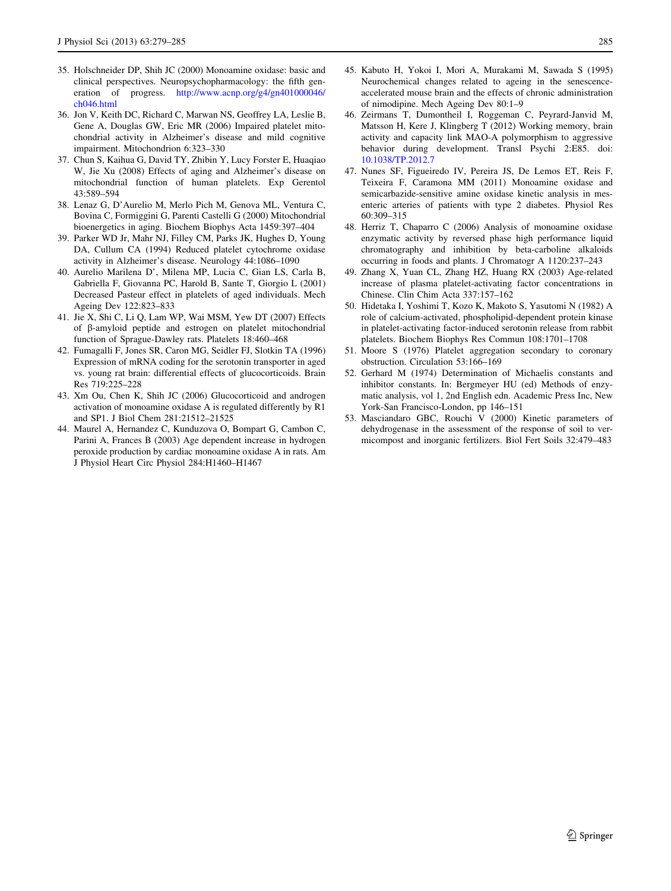35. Holschneider DP, Shih JC (2000) Monoamine oxidase: basic and clinical perspectives. Neuropsychopharmacology: the fifth generation of progress. http://www.acnp.org/g4/gn401000046/ch046.html
36. Jon V, Keith DC, Richard C, Marwan NS, Geoffrey LA, Leslie B, Gene A, Douglas GW, Eric MR (2006) Impaired platelet mitochondrial activity in Alzheimer's disease and mild cognitive impairment. Mitochondrion 6:323–330
37. Chun S, Kaihua G, David TY, Zhibin Y, Lucy Forster E, Huaqiao W, Jie Xu (2008) Effects of aging and Alzheimer's disease on mitochondrial function of human platelets. Exp Gerentol 43:589–594
38. Lenaz G, D'Aurelio M, Merlo Pich M, Genova ML, Ventura C, Bovina C, Formiggini G, Parenti Castelli G (2000) Mitochondrial bioenergetics in aging. Biochem Biophys Acta 1459:397–404
39. Parker WD Jr, Mahr NJ, Filley CM, Parks JK, Hughes D, Young DA, Cullum CA (1994) Reduced platelet cytochrome oxidase activity in Alzheimer's disease. Neurology 44:1086–1090
40. Aurelio Marilena D', Milena MP, Lucia C, Gian LS, Carla B, Gabriella F, Giovanna PC, Harold B, Sante T, Giorgio L (2001) Decreased Pasteur effect in platelets of aged individuals. Mech Ageing Dev 122:823–833
41. Jie X, Shi C, Li Q, Lam WP, Wai MSM, Yew DT (2007) Effects of β-amyloid peptide and estrogen on platelet mitochondrial function of Sprague-Dawley rats. Platelets 18:460–468
42. Fumagalli F, Jones SR, Caron MG, Seidler FJ, Slotkin TA (1996) Expression of mRNA coding for the serotonin transporter in aged vs. young rat brain: differential effects of glucocorticoids. Brain Res 719:225–228
43. Xm Ou, Chen K, Shih JC (2006) Glucocorticoid and androgen activation of monoamine oxidase A is regulated differently by R1 and SP1. J Biol Chem 281:21512–21525
44. Maurel A, Hernandez C, Kunduzova O, Bompart G, Cambon C, Parini A, Frances B (2003) Age dependent increase in hydrogen peroxide production by cardiac monoamine oxidase A in rats. Am J Physiol Heart Circ Physiol 284:H1460–H1467
45. Kabuto H, Yokoi I, Mori A, Murakami M, Sawada S (1995) Neurochemical changes related to ageing in the senescence-accelerated mouse brain and the effects of chronic administration of nimodipine. Mech Ageing Dev 80:1–9
46. Zeirmans T, Dumontheil I, Roggeman C, Peyrard-Janvid M, Matsson H, Kere J, Klingberg T (2012) Working memory, brain activity and capacity link MAO-A polymorphism to aggressive behavior during development. Transl Psychi 2:E85. doi: 10.1038/TP.2012.7
47. Nunes SF, Figueiredo IV, Pereira JS, De Lemos ET, Reis F, Teixeira F, Caramona MM (2011) Monoamine oxidase and semicarbazide-sensitive amine oxidase kinetic analysis in mesenteric arteries of patients with type 2 diabetes. Physiol Res 60:309–315
48. Herriz T, Chaparro C (2006) Analysis of monoamine oxidase enzymatic activity by reversed phase high performance liquid chromatography and inhibition by beta-carboline alkaloids occurring in foods and plants. J Chromatogr A 1120:237–243
49. Zhang X, Yuan CL, Zhang HZ, Huang RX (2003) Age-related increase of plasma platelet-activating factor concentrations in Chinese. Clin Chim Acta 337:157–162
50. Hidetaka I, Yoshimi T, Kozo K, Makoto S, Yasutomi N (1982) A role of calcium-activated, phospholipid-dependent protein kinase in platelet-activating factor-induced serotonin release from rabbit platelets. Biochem Biophys Res Commun 108:1701–1708
51. Moore S (1976) Platelet aggregation secondary to coronary obstruction. Circulation 53:166–169
52. Gerhard M (1974) Determination of Michaelis constants and inhibitor constants. In: Bergmeyer HU (ed) Methods of enzymatic analysis, vol 1, 2nd English edn. Academic Press Inc, New York-San Francisco-London, pp 146–151
53. Masciandaro GBC, Rouchi V (2000) Kinetic parameters of dehydrogenase in the assessment of the response of soil to vermicompost and inorganic fertilizers. Biol Fert Soils 32:479–483